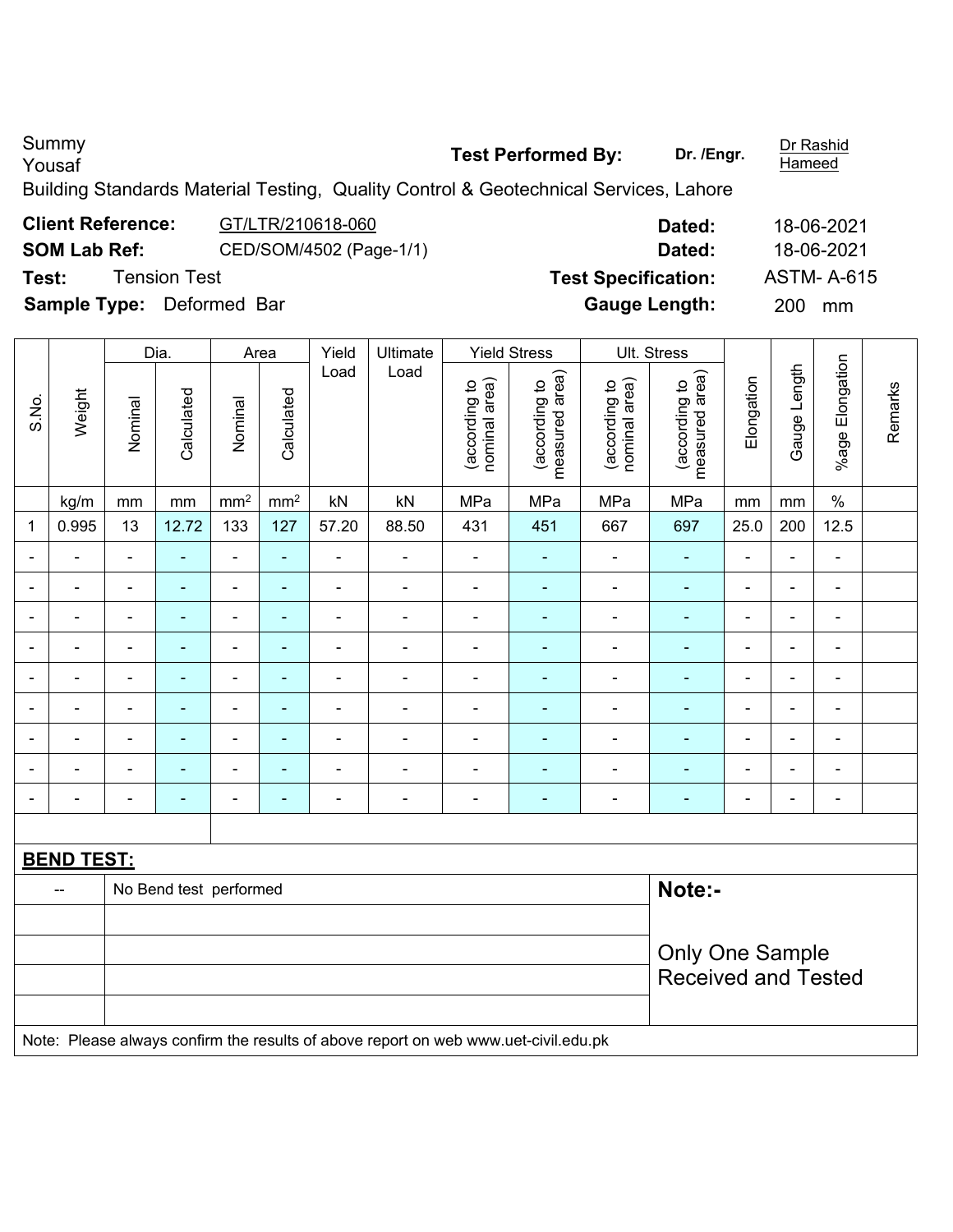Summy Yousaf

**Test Performed By:** **Dr. /Engr.** Dr Rashid Hameed

Building Standards Material Testing, Quality Control & Geotechnical Services, Lahore

| | | | |
|---|---|---|---|
| **Client Reference:** | GT/LTR/210618-060 | **Dated:** | 18-06-2021 |
| **SOM Lab Ref:** | CED/SOM/4502 (Page-1/1) | **Dated:** | 18-06-2021 |
| **Test:** | Tension Test | **Test Specification:** | ASTM- A-615 |
| **Sample Type:** | Deformed Bar | **Gauge Length:** | 200 mm |

| S.No. | Weight | Dia. | | Area | | Yield Load | Ultimate Load | Yield Stress | | Ult. Stress | | Elongation | Gauge Length | %age Elongation | Remarks |
|---|---|---|---|---|---|---|---|---|---|---|---|---|---|---|---|
| | | Nominal | Calculated | Nominal | Calculated | | | (according to nominal area) | (according to measured area) | (according to nominal area) | (according to measured area) | | | | |
| | kg/m | mm | mm | $mm^2$ | $mm^2$ | kN | kN | MPa | MPa | MPa | MPa | mm | mm | % | |
| 1 | 0.995 | 13 | 12.72 | 133 | 127 | 57.20 | 88.50 | 431 | 451 | 667 | 697 | 25.0 | 200 | 12.5 | |
| - | - | - | - | - | - | - | - | - | - | - | - | - | - | - | |
| - | - | - | - | - | - | - | - | - | - | - | - | - | - | - | |
| - | - | - | - | - | - | - | - | - | - | - | - | - | - | - | |
| - | - | - | - | - | - | - | - | - | - | - | - | - | - | - | |
| - | - | - | - | - | - | - | - | - | - | - | - | - | - | - | |
| - | - | - | - | - | - | - | - | - | - | - | - | - | - | - | |
| - | - | - | - | - | - | - | - | - | - | - | - | - | - | - | |
| - | - | - | - | - | - | - | - | - | - | - | - | - | - | - | |
| - | - | - | - | - | - | - | - | - | - | - | - | - | - | - | |

**BEND TEST:**

| | |
|---|---|
| -- | No Bend test performed |

**Note:-**

Only One Sample Received and Tested

Note: Please always confirm the results of above report on web www.uet-civil.edu.pk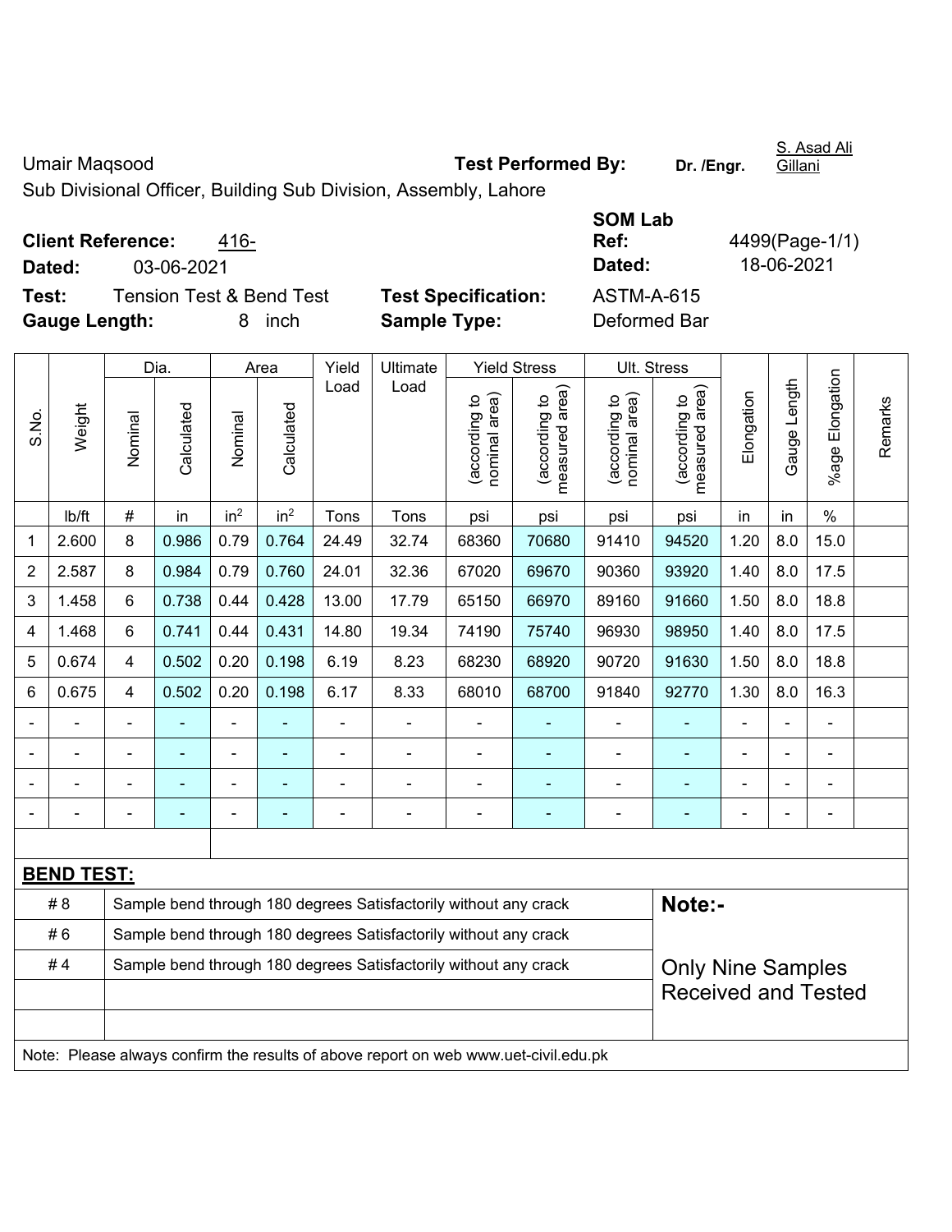Umair Maqsood | **Test Performed By:** Dr. /Engr. S. Asad Ali Gillani

Sub Divisional Officer, Building Sub Division, Assembly, Lahore

**Client Reference:** 416-
**Dated:** 03-06-2021

**SOM Lab Ref:** 4499(Page-1/1)
**Dated:** 18-06-2021

**Test:** Tension Test & Bend Test
**Test Specification:** ASTM-A-615
**Gauge Length:** 8 inch
**Sample Type:** Deformed Bar

| S.No. | Weight | Dia. | | Area | | Yield Load | Ultimate Load | Yield Stress | | Ult. Stress | | Elongation | Gauge Length | %age Elongation | Remarks |
|---|---|---|---|---|---|---|---|---|---|---|---|---|---|---|---|
| | | Nominal | Calculated | Nominal | Calculated | | | (according to nominal area) | (according to measured area) | (according to nominal area) | (according to measured area) | | | | |
| | lb/ft | # | in | in² | in² | Tons | Tons | psi | psi | psi | psi | in | in | % | |
| 1 | 2.600 | 8 | 0.986 | 0.79 | 0.764 | 24.49 | 32.74 | 68360 | 70680 | 91410 | 94520 | 1.20 | 8.0 | 15.0 | |
| 2 | 2.587 | 8 | 0.984 | 0.79 | 0.760 | 24.01 | 32.36 | 67020 | 69670 | 90360 | 93920 | 1.40 | 8.0 | 17.5 | |
| 3 | 1.458 | 6 | 0.738 | 0.44 | 0.428 | 13.00 | 17.79 | 65150 | 66970 | 89160 | 91660 | 1.50 | 8.0 | 18.8 | |
| 4 | 1.468 | 6 | 0.741 | 0.44 | 0.431 | 14.80 | 19.34 | 74190 | 75740 | 96930 | 98950 | 1.40 | 8.0 | 17.5 | |
| 5 | 0.674 | 4 | 0.502 | 0.20 | 0.198 | 6.19 | 8.23 | 68230 | 68920 | 90720 | 91630 | 1.50 | 8.0 | 18.8 | |
| 6 | 0.675 | 4 | 0.502 | 0.20 | 0.198 | 6.17 | 8.33 | 68010 | 68700 | 91840 | 92770 | 1.30 | 8.0 | 16.3 | |
| - | - | - | - | - | - | - | - | - | - | - | - | - | - | - | |
| - | - | - | - | - | - | - | - | - | - | - | - | - | - | - | |
| - | - | - | - | - | - | - | - | - | - | - | - | - | - | - | |
| - | - | - | - | - | - | - | - | - | - | - | - | - | - | - | |

**BEND TEST:**

| Bar | Result |
|---|---|
| # 8 | Sample bend through 180 degrees Satisfactorily without any crack |
| # 6 | Sample bend through 180 degrees Satisfactorily without any crack |
| # 4 | Sample bend through 180 degrees Satisfactorily without any crack |

**Note:-**

Only Nine Samples Received and Tested

Note: Please always confirm the results of above report on web www.uet-civil.edu.pk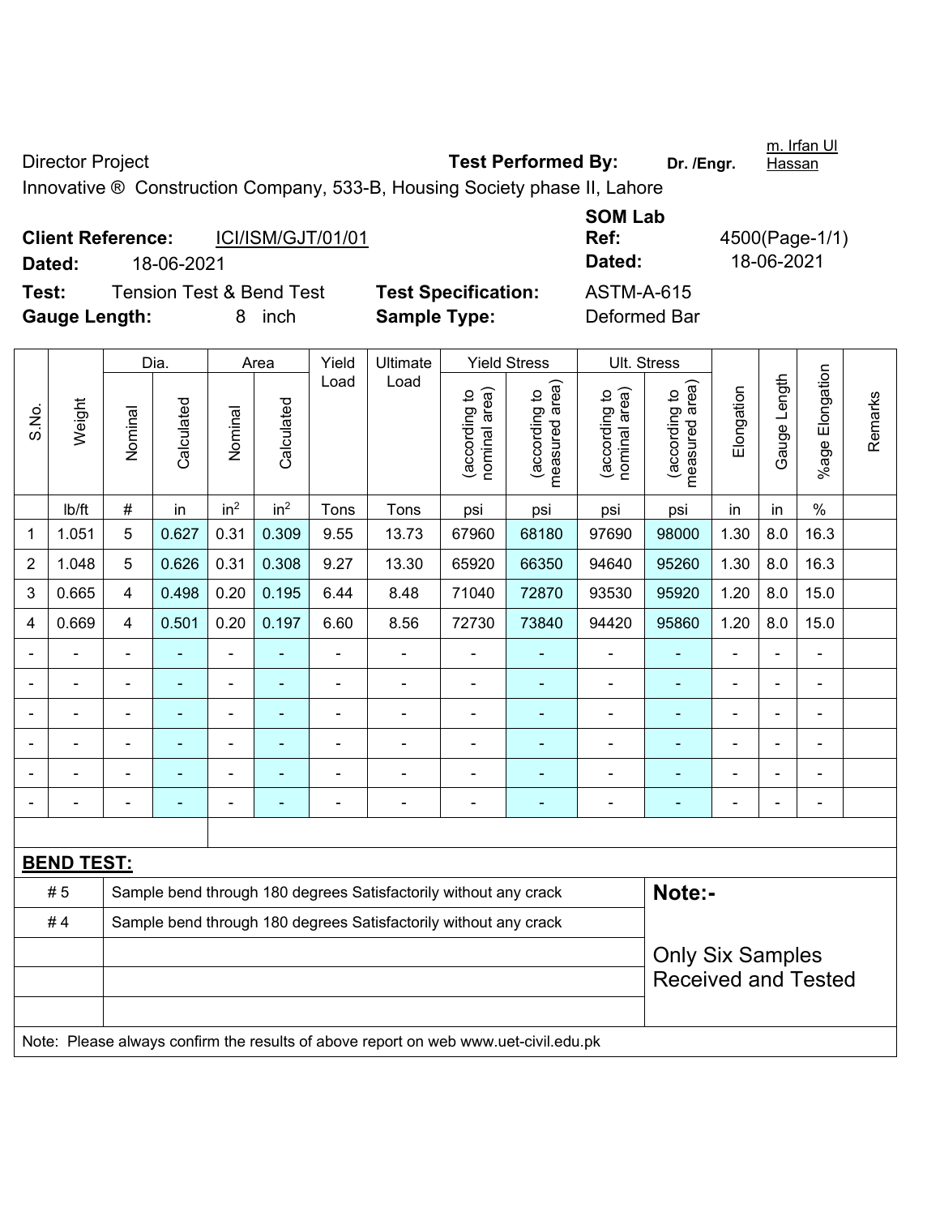Director Project **Test Performed By:** **Dr. /Engr.** m. Irfan Ul Hassan

Innovative ® Construction Company, 533-B, Housing Society phase II, Lahore

**Client Reference:** ICI/ISM/GJT/01/01 **SOM Lab Ref:** 4500(Page-1/1)

**Dated:** 18-06-2021 **Dated:** 18-06-2021

**Test:** Tension Test & Bend Test **Test Specification:** ASTM-A-615

**Gauge Length:** 8 inch **Sample Type:** Deformed Bar

| S.No. | Weight | Dia. | | Area | | Yield Load | Ultimate Load | Yield Stress | | Ult. Stress | | Elongation | Gauge Length | %age Elongation | Remarks |
|---|---|---|---|---|---|---|---|---|---|---|---|---|---|---|---|
| | | Nominal | Calculated | Nominal | Calculated | | | (according to nominal area) | (according to measured area) | (according to nominal area) | (according to measured area) | | | | |
| | lb/ft | # | in | in² | in² | Tons | Tons | psi | psi | psi | psi | in | in | % | |
| 1 | 1.051 | 5 | 0.627 | 0.31 | 0.309 | 9.55 | 13.73 | 67960 | 68180 | 97690 | 98000 | 1.30 | 8.0 | 16.3 | |
| 2 | 1.048 | 5 | 0.626 | 0.31 | 0.308 | 9.27 | 13.30 | 65920 | 66350 | 94640 | 95260 | 1.30 | 8.0 | 16.3 | |
| 3 | 0.665 | 4 | 0.498 | 0.20 | 0.195 | 6.44 | 8.48 | 71040 | 72870 | 93530 | 95920 | 1.20 | 8.0 | 15.0 | |
| 4 | 0.669 | 4 | 0.501 | 0.20 | 0.197 | 6.60 | 8.56 | 72730 | 73840 | 94420 | 95860 | 1.20 | 8.0 | 15.0 | |
| - | - | - | - | - | - | - | - | - | - | - | - | - | - | - | |
| - | - | - | - | - | - | - | - | - | - | - | - | - | - | - | |
| - | - | - | - | - | - | - | - | - | - | - | - | - | - | - | |
| - | - | - | - | - | - | - | - | - | - | - | - | - | - | - | |
| - | - | - | - | - | - | - | - | - | - | - | - | - | - | - | |
| - | - | - | - | - | - | - | - | - | - | - | - | - | - | - | |

**BEND TEST:**

| | | |
|---|---|---|
| # 5 | Sample bend through 180 degrees Satisfactorily without any crack | **Note:-** |
| # 4 | Sample bend through 180 degrees Satisfactorily without any crack | |
| | | Only Six Samples Received and Tested |
| | | |
| | | |

Note: Please always confirm the results of above report on web www.uet-civil.edu.pk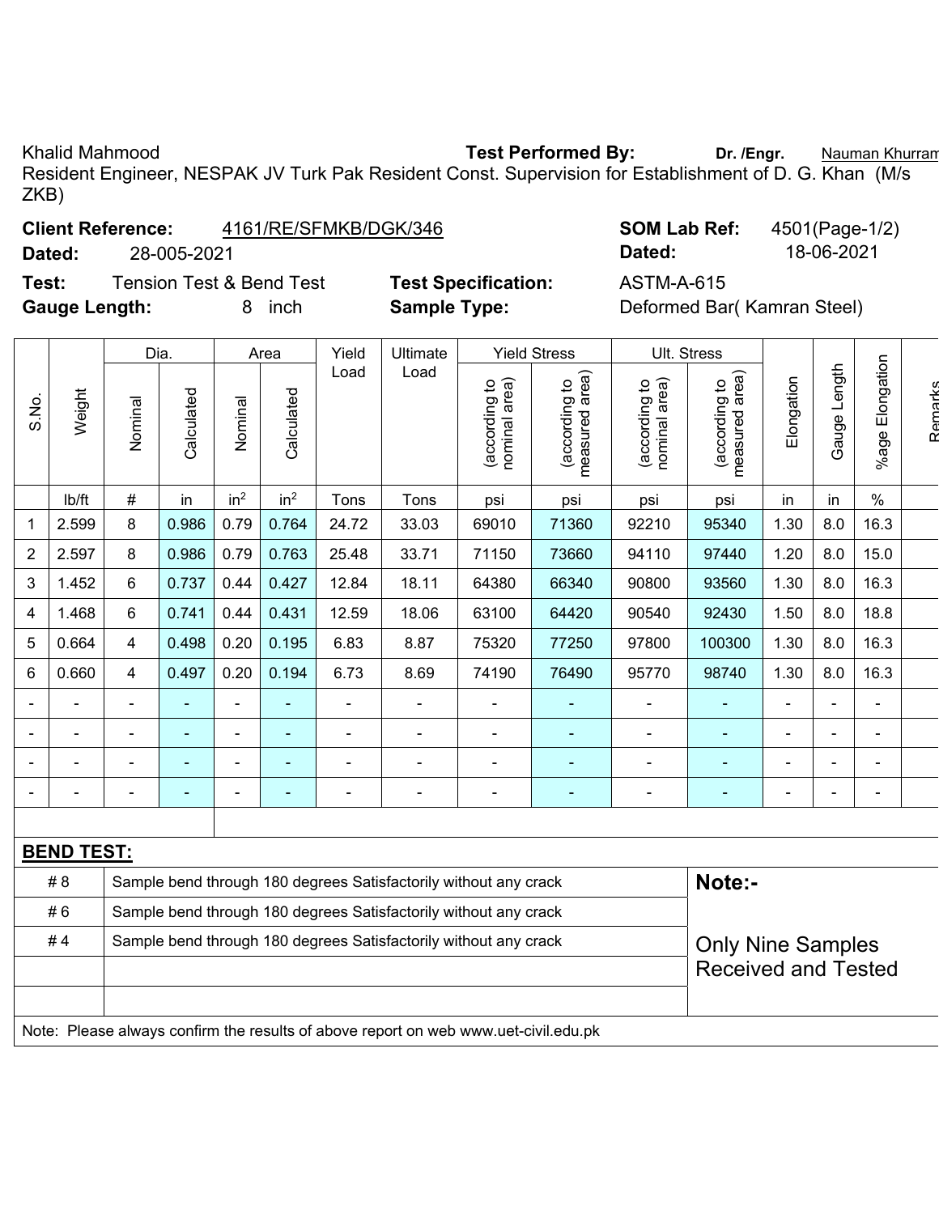Khalid Mahmood **Test Performed By:** **Dr. /Engr.** Nauman Khurram

Resident Engineer, NESPAK JV Turk Pak Resident Const. Supervision for Establishment of D. G. Khan (M/s ZKB)

**Client Reference:** 4161/RE/SFMKB/DGK/346 **SOM Lab Ref:** 4501(Page-1/2)

**Dated:** 28-005-2021 **Dated:** 18-06-2021

**Test:** Tension Test & Bend Test **Test Specification:** ASTM-A-615

**Gauge Length:** 8 inch **Sample Type:** Deformed Bar( Kamran Steel)

| S.No. | Weight | Dia. | | Area | | Yield Load | Ultimate Load | Yield Stress | | Ult. Stress | | Elongation | Gauge Length | %age Elongation | Remarks |
|---|---|---|---|---|---|---|---|---|---|---|---|---|---|---|---|
| | | Nominal | Calculated | Nominal | Calculated | | | (according to nominal area) | (according to measured area) | (according to nominal area) | (according to measured area) | | | | |
| | lb/ft | # | in | in² | in² | Tons | Tons | psi | psi | psi | psi | in | in | % | |
| 1 | 2.599 | 8 | 0.986 | 0.79 | 0.764 | 24.72 | 33.03 | 69010 | 71360 | 92210 | 95340 | 1.30 | 8.0 | 16.3 | |
| 2 | 2.597 | 8 | 0.986 | 0.79 | 0.763 | 25.48 | 33.71 | 71150 | 73660 | 94110 | 97440 | 1.20 | 8.0 | 15.0 | |
| 3 | 1.452 | 6 | 0.737 | 0.44 | 0.427 | 12.84 | 18.11 | 64380 | 66340 | 90800 | 93560 | 1.30 | 8.0 | 16.3 | |
| 4 | 1.468 | 6 | 0.741 | 0.44 | 0.431 | 12.59 | 18.06 | 63100 | 64420 | 90540 | 92430 | 1.50 | 8.0 | 18.8 | |
| 5 | 0.664 | 4 | 0.498 | 0.20 | 0.195 | 6.83 | 8.87 | 75320 | 77250 | 97800 | 100300 | 1.30 | 8.0 | 16.3 | |
| 6 | 0.660 | 4 | 0.497 | 0.20 | 0.194 | 6.73 | 8.69 | 74190 | 76490 | 95770 | 98740 | 1.30 | 8.0 | 16.3 | |
| - | - | - | - | - | - | - | - | - | - | - | - | - | - | - | |
| - | - | - | - | - | - | - | - | - | - | - | - | - | - | - | |
| - | - | - | - | - | - | - | - | - | - | - | - | - | - | - | |
| - | - | - | - | - | - | - | - | - | - | - | - | - | - | - | |

**BEND TEST:**

| | | |
|---|---|---|
| # 8 | Sample bend through 180 degrees Satisfactorily without any crack | **Note:-** |
| # 6 | Sample bend through 180 degrees Satisfactorily without any crack | |
| # 4 | Sample bend through 180 degrees Satisfactorily without any crack | Only Nine Samples Received and Tested |
| | | |
| | | |

Note: Please always confirm the results of above report on web www.uet-civil.edu.pk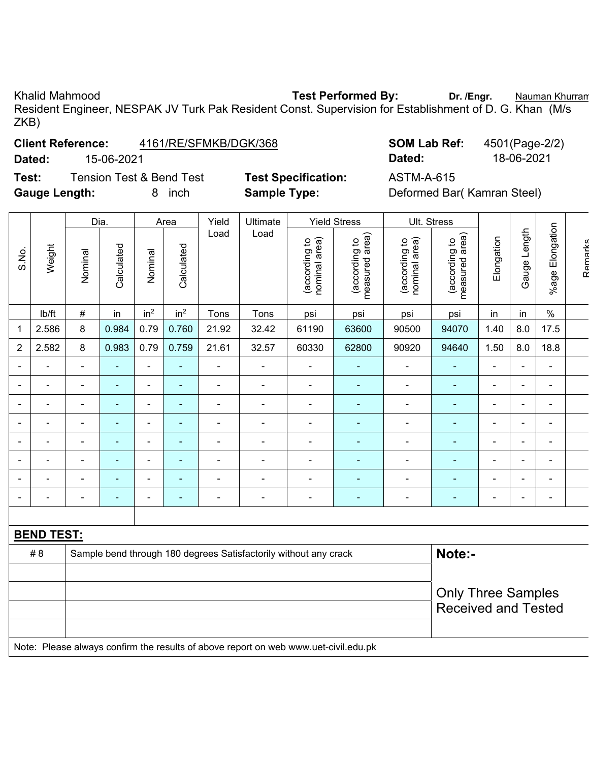Khalid Mahmood **Test Performed By:** **Dr. /Engr.** Nauman Khurram

Resident Engineer, NESPAK JV Turk Pak Resident Const. Supervision for Establishment of D. G. Khan (M/s ZKB)

**Client Reference:** 4161/RE/SFMKB/DGK/368 **SOM Lab Ref:** 4501(Page-2/2)

**Dated:** 15-06-2021 **Dated:** 18-06-2021

**Test:** Tension Test & Bend Test **Test Specification:** ASTM-A-615

**Gauge Length:** 8 inch **Sample Type:** Deformed Bar( Kamran Steel)

| S.No. | Weight | Dia. | | Area | | Yield Load | Ultimate Load | Yield Stress | | Ult. Stress | | Elongation | Gauge Length | %age Elongation | Remarks |
|---|---|---|---|---|---|---|---|---|---|---|---|---|---|---|---|
| | | Nominal | Calculated | Nominal | Calculated | | | (according to nominal area) | (according to measured area) | (according to nominal area) | (according to measured area) | | | | |
| | lb/ft | # | in | in² | in² | Tons | Tons | psi | psi | psi | psi | in | in | % | |
| 1 | 2.586 | 8 | 0.984 | 0.79 | 0.760 | 21.92 | 32.42 | 61190 | 63600 | 90500 | 94070 | 1.40 | 8.0 | 17.5 | |
| 2 | 2.582 | 8 | 0.983 | 0.79 | 0.759 | 21.61 | 32.57 | 60330 | 62800 | 90920 | 94640 | 1.50 | 8.0 | 18.8 | |
| - | - | - | - | - | - | - | - | - | - | - | - | - | - | - | |
| - | - | - | - | - | - | - | - | - | - | - | - | - | - | - | |
| - | - | - | - | - | - | - | - | - | - | - | - | - | - | - | |
| - | - | - | - | - | - | - | - | - | - | - | - | - | - | - | |
| - | - | - | - | - | - | - | - | - | - | - | - | - | - | - | |
| - | - | - | - | - | - | - | - | - | - | - | - | - | - | - | |
| - | - | - | - | - | - | - | - | - | - | - | - | - | - | - | |
| - | - | - | - | - | - | - | - | - | - | - | - | - | - | - | |

**BEND TEST:**

| | | |
|---|---|---|
| # 8 | Sample bend through 180 degrees Satisfactorily without any crack | **Note:-** |
| | | Only Three Samples Received and Tested |

Note: Please always confirm the results of above report on web www.uet-civil.edu.pk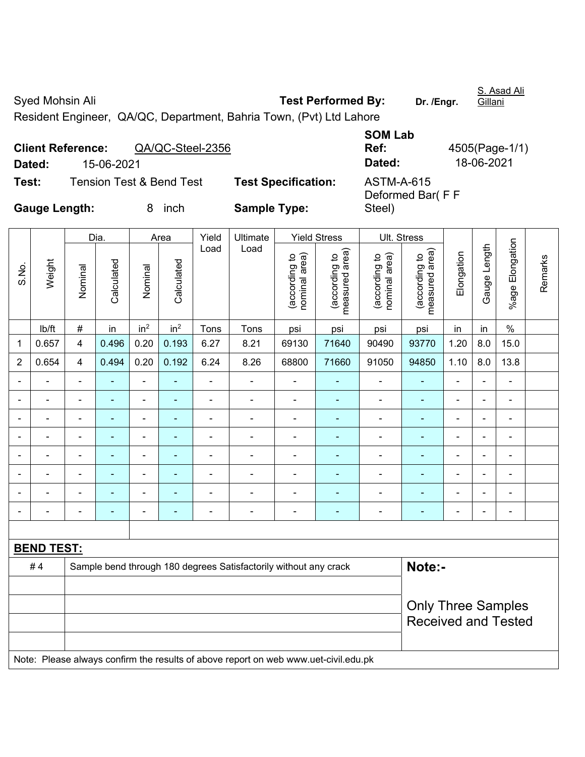Syed Mohsin Ali

Resident Engineer, QA/QC, Department, Bahria Town, (Pvt) Ltd Lahore

**Test Performed By:** Dr. /Engr. S. Asad Ali Gillani

**Client Reference:** QA/QC-Steel-2356

**Dated:** 15-06-2021

**SOM Lab Ref:** 4505(Page-1/1)

**Dated:** 18-06-2021

**Test:** Tension Test & Bend Test

**Test Specification:** ASTM-A-615

**Gauge Length:** 8 inch

**Sample Type:** Deformed Bar( F F Steel)

| S.No. | Weight | Dia. | | Area | | Yield Load | Ultimate Load | Yield Stress | | Ult. Stress | | Elongation | Gauge Length | %age Elongation | Remarks |
|---|---|---|---|---|---|---|---|---|---|---|---|---|---|---|---|
| | | Nominal | Calculated | Nominal | Calculated | | | (according to nominal area) | (according to measured area) | (according to nominal area) | (according to measured area) | | | | |
| | lb/ft | # | in | $in^2$ | $in^2$ | Tons | Tons | psi | psi | psi | psi | in | in | % | |
| 1 | 0.657 | 4 | 0.496 | 0.20 | 0.193 | 6.27 | 8.21 | 69130 | 71640 | 90490 | 93770 | 1.20 | 8.0 | 15.0 | |
| 2 | 0.654 | 4 | 0.494 | 0.20 | 0.192 | 6.24 | 8.26 | 68800 | 71660 | 91050 | 94850 | 1.10 | 8.0 | 13.8 | |
| - | - | - | - | - | - | - | - | - | - | - | - | - | - | - | |
| - | - | - | - | - | - | - | - | - | - | - | - | - | - | - | |
| - | - | - | - | - | - | - | - | - | - | - | - | - | - | - | |
| - | - | - | - | - | - | - | - | - | - | - | - | - | - | - | |
| - | - | - | - | - | - | - | - | - | - | - | - | - | - | - | |
| - | - | - | - | - | - | - | - | - | - | - | - | - | - | - | |
| - | - | - | - | - | - | - | - | - | - | - | - | - | - | - | |
| - | - | - | - | - | - | - | - | - | - | - | - | - | - | - | |

**BEND TEST:**

| | | |
|---|---|---|
| # 4 | Sample bend through 180 degrees Satisfactorily without any crack | **Note:-** Only Three Samples Received and Tested |

Note: Please always confirm the results of above report on web www.uet-civil.edu.pk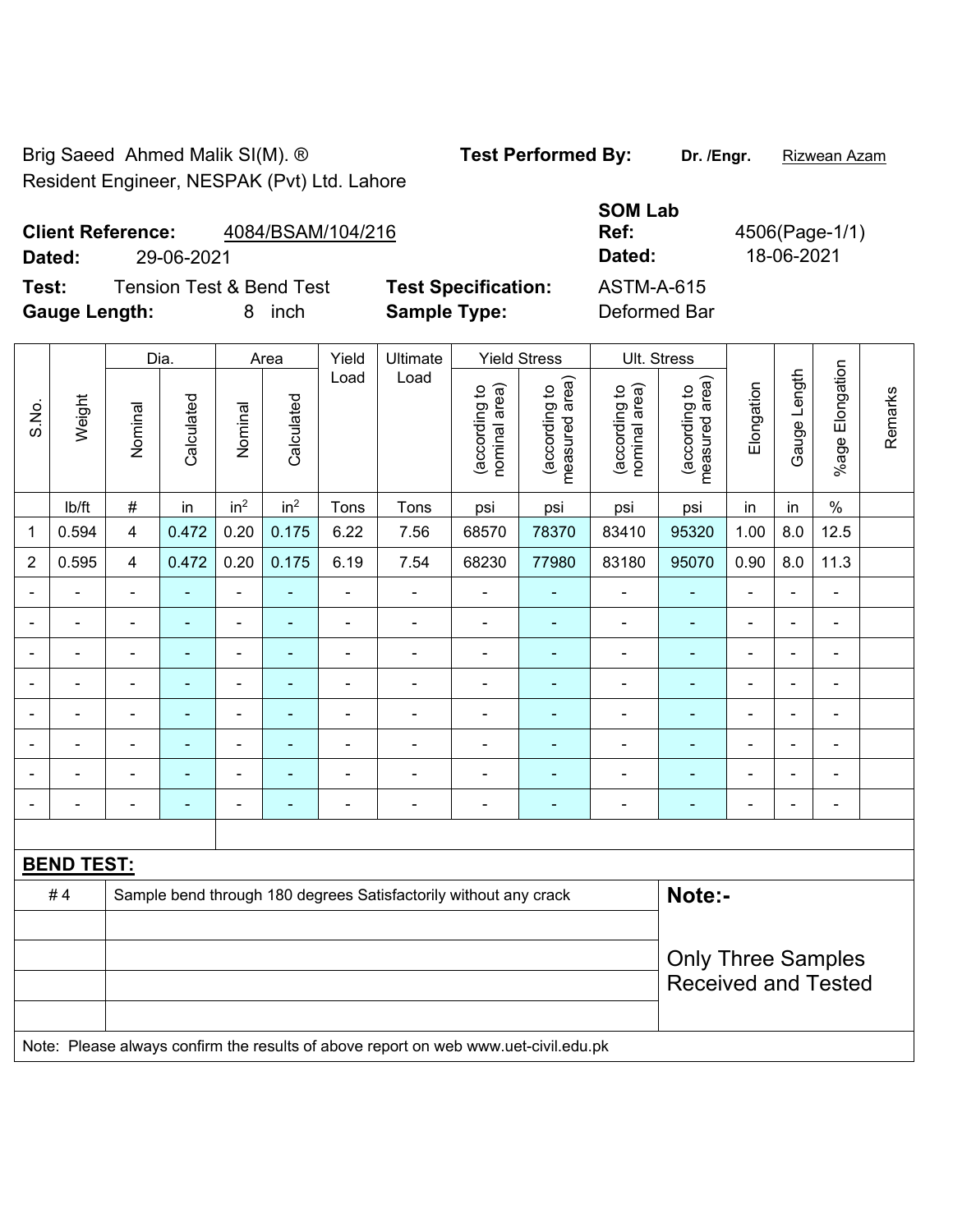Brig Saeed Ahmed Malik SI(M). ®
Resident Engineer, NESPAK (Pvt) Ltd. Lahore

**Test Performed By:** Dr. /Engr. Rizwean Azam

**Client Reference:** 4084/BSAM/104/216
**Dated:** 29-06-2021

**SOM Lab Ref:** 4506(Page-1/1)
**Dated:** 18-06-2021

**Test:** Tension Test & Bend Test
**Test Specification:** ASTM-A-615
**Gauge Length:** 8 inch
**Sample Type:** Deformed Bar

| S.No. | Weight | Dia. | | Area | | Yield Load | Ultimate Load | Yield Stress | | Ult. Stress | | Elongation | Gauge Length | %age Elongation | Remarks |
|---|---|---|---|---|---|---|---|---|---|---|---|---|---|---|---|
| | | Nominal | Calculated | Nominal | Calculated | | | (according to nominal area) | (according to measured area) | (according to nominal area) | (according to measured area) | | | | |
| | lb/ft | # | in | in² | in² | Tons | Tons | psi | psi | psi | psi | in | in | % | |
| 1 | 0.594 | 4 | 0.472 | 0.20 | 0.175 | 6.22 | 7.56 | 68570 | 78370 | 83410 | 95320 | 1.00 | 8.0 | 12.5 | |
| 2 | 0.595 | 4 | 0.472 | 0.20 | 0.175 | 6.19 | 7.54 | 68230 | 77980 | 83180 | 95070 | 0.90 | 8.0 | 11.3 | |
| - | - | - | - | - | - | - | - | - | - | - | - | - | - | - | |
| - | - | - | - | - | - | - | - | - | - | - | - | - | - | - | |
| - | - | - | - | - | - | - | - | - | - | - | - | - | - | - | |
| - | - | - | - | - | - | - | - | - | - | - | - | - | - | - | |
| - | - | - | - | - | - | - | - | - | - | - | - | - | - | - | |
| - | - | - | - | - | - | - | - | - | - | - | - | - | - | - | |
| - | - | - | - | - | - | - | - | - | - | - | - | - | - | - | |
| - | - | - | - | - | - | - | - | - | - | - | - | - | - | - | |

**BEND TEST:**

| | |
|---|---|
| # 4 | Sample bend through 180 degrees Satisfactorily without any crack |

**Note:-**

Only Three Samples Received and Tested

Note: Please always confirm the results of above report on web www.uet-civil.edu.pk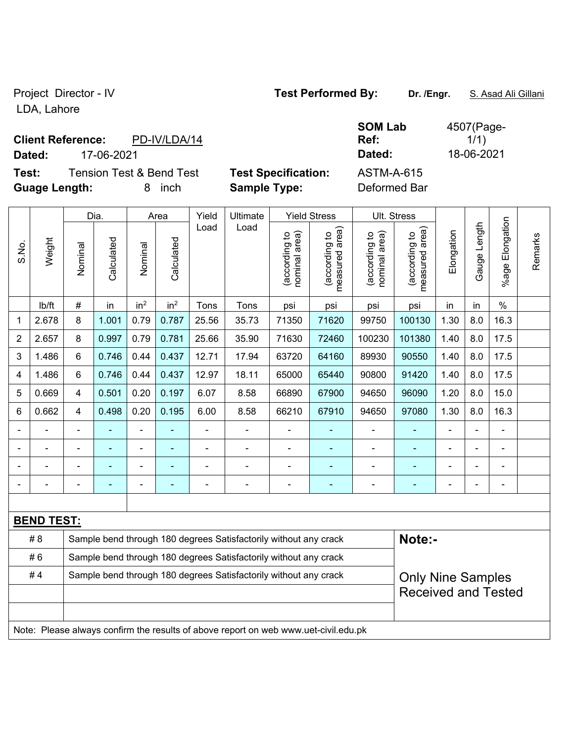Project Director - IV
LDA, Lahore

**Test Performed By:** **Dr. /Engr.** S. Asad Ali Gillani

**Client Reference:** PD-IV/LDA/14

**Dated:** 17-06-2021

**SOM Lab Ref:** 4507(Page-1/1)

**Dated:** 18-06-2021

**Test:** Tension Test & Bend Test

**Test Specification:** ASTM-A-615

**Guage Length:** 8 inch

**Sample Type:** Deformed Bar

| S.No. | Weight | Dia. | | Area | | Yield Load | Ultimate Load | Yield Stress | | Ult. Stress | | Elongation | Gauge Length | %age Elongation | Remarks |
|---|---|---|---|---|---|---|---|---|---|---|---|---|---|---|---|
| | | Nominal | Calculated | Nominal | Calculated | | | (according to nominal area) | (according to measured area) | (according to nominal area) | (according to measured area) | | | | |
| | lb/ft | # | in | $in^2$ | $in^2$ | Tons | Tons | psi | psi | psi | psi | in | in | % | |
| 1 | 2.678 | 8 | 1.001 | 0.79 | 0.787 | 25.56 | 35.73 | 71350 | 71620 | 99750 | 100130 | 1.30 | 8.0 | 16.3 | |
| 2 | 2.657 | 8 | 0.997 | 0.79 | 0.781 | 25.66 | 35.90 | 71630 | 72460 | 100230 | 101380 | 1.40 | 8.0 | 17.5 | |
| 3 | 1.486 | 6 | 0.746 | 0.44 | 0.437 | 12.71 | 17.94 | 63720 | 64160 | 89930 | 90550 | 1.40 | 8.0 | 17.5 | |
| 4 | 1.486 | 6 | 0.746 | 0.44 | 0.437 | 12.97 | 18.11 | 65000 | 65440 | 90800 | 91420 | 1.40 | 8.0 | 17.5 | |
| 5 | 0.669 | 4 | 0.501 | 0.20 | 0.197 | 6.07 | 8.58 | 66890 | 67900 | 94650 | 96090 | 1.20 | 8.0 | 15.0 | |
| 6 | 0.662 | 4 | 0.498 | 0.20 | 0.195 | 6.00 | 8.58 | 66210 | 67910 | 94650 | 97080 | 1.30 | 8.0 | 16.3 | |
| - | - | - | - | - | - | - | - | - | - | - | - | - | - | - | |
| - | - | - | - | - | - | - | - | - | - | - | - | - | - | - | |
| - | - | - | - | - | - | - | - | - | - | - | - | - | - | - | |
| - | - | - | - | - | - | - | - | - | - | - | - | - | - | - | |

**BEND TEST:**

| | |
|---|---|
| # 8 | Sample bend through 180 degrees Satisfactorily without any crack |
| # 6 | Sample bend through 180 degrees Satisfactorily without any crack |
| # 4 | Sample bend through 180 degrees Satisfactorily without any crack |

**Note:-**

Only Nine Samples Received and Tested

Note: Please always confirm the results of above report on web www.uet-civil.edu.pk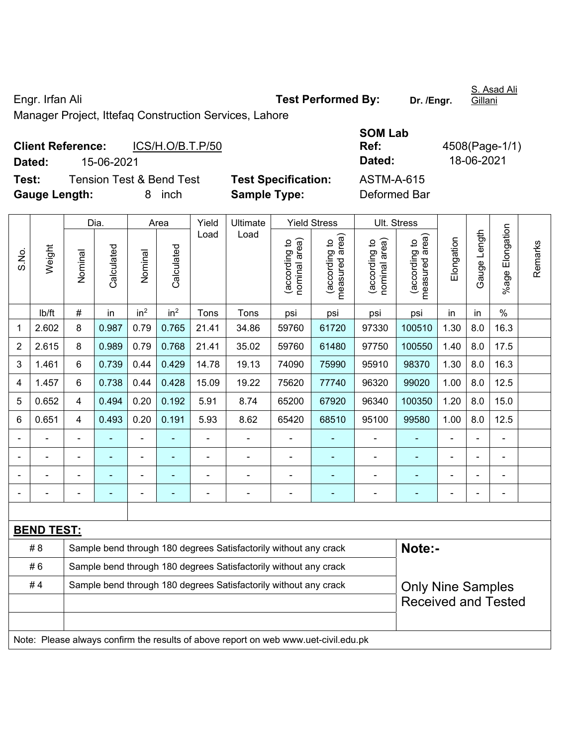Engr. Irfan Ali

Manager Project, Ittefaq Construction Services, Lahore

**Test Performed By:** **Dr. /Engr.** S. Asad Ali Gillani

**Client Reference:** ICS/H.O/B.T.P/50

**Dated:** 15-06-2021

**SOM Lab Ref:** 4508(Page-1/1)

**Dated:** 18-06-2021

**Test:** Tension Test & Bend Test

**Test Specification:** ASTM-A-615

**Gauge Length:** 8 inch

**Sample Type:** Deformed Bar

| S.No. | Weight | Dia. | | Area | | Yield Load | Ultimate Load | Yield Stress | | Ult. Stress | | Elongation | Gauge Length | %age Elongation | Remarks |
|---|---|---|---|---|---|---|---|---|---|---|---|---|---|---|---|
| | | Nominal | Calculated | Nominal | Calculated | | | (according to nominal area) | (according to measured area) | (according to nominal area) | (according to measured area) | | | | |
| | lb/ft | # | in | in$^2$ | in$^2$ | Tons | Tons | psi | psi | psi | psi | in | in | % | |
| 1 | 2.602 | 8 | 0.987 | 0.79 | 0.765 | 21.41 | 34.86 | 59760 | 61720 | 97330 | 100510 | 1.30 | 8.0 | 16.3 | |
| 2 | 2.615 | 8 | 0.989 | 0.79 | 0.768 | 21.41 | 35.02 | 59760 | 61480 | 97750 | 100550 | 1.40 | 8.0 | 17.5 | |
| 3 | 1.461 | 6 | 0.739 | 0.44 | 0.429 | 14.78 | 19.13 | 74090 | 75990 | 95910 | 98370 | 1.30 | 8.0 | 16.3 | |
| 4 | 1.457 | 6 | 0.738 | 0.44 | 0.428 | 15.09 | 19.22 | 75620 | 77740 | 96320 | 99020 | 1.00 | 8.0 | 12.5 | |
| 5 | 0.652 | 4 | 0.494 | 0.20 | 0.192 | 5.91 | 8.74 | 65200 | 67920 | 96340 | 100350 | 1.20 | 8.0 | 15.0 | |
| 6 | 0.651 | 4 | 0.493 | 0.20 | 0.191 | 5.93 | 8.62 | 65420 | 68510 | 95100 | 99580 | 1.00 | 8.0 | 12.5 | |
| - | - | - | - | - | - | - | - | - | - | - | - | - | - | - | |
| - | - | - | - | - | - | - | - | - | - | - | - | - | - | - | |
| - | - | - | - | - | - | - | - | - | - | - | - | - | - | - | |
| - | - | - | - | - | - | - | - | - | - | - | - | - | - | - | |

**BEND TEST:**

| | | |
|---|---|---|
| # 8 | Sample bend through 180 degrees Satisfactorily without any crack | **Note:-** |
| # 6 | Sample bend through 180 degrees Satisfactorily without any crack | |
| # 4 | Sample bend through 180 degrees Satisfactorily without any crack | Only Nine Samples Received and Tested |
| | | |
| | | |

Note: Please always confirm the results of above report on web www.uet-civil.edu.pk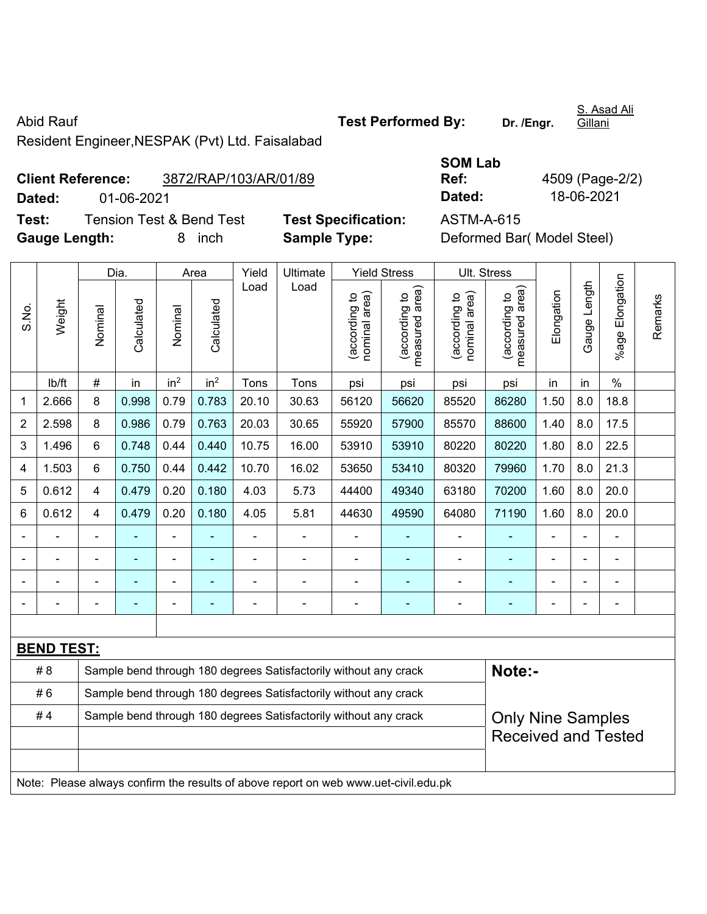Abid Rauf

Resident Engineer,NESPAK (Pvt) Ltd. Faisalabad

**Test Performed By:** **Dr. /Engr.** S. Asad Ali Gillani

**Client Reference:** 3872/RAP/103/AR/01/89

**Dated:** 01-06-2021

**SOM Lab Ref:** 4509 (Page-2/2)

**Dated:** 18-06-2021

**Test:** Tension Test & Bend Test

**Test Specification:** ASTM-A-615

**Gauge Length:** 8 inch

**Sample Type:** Deformed Bar( Model Steel)

| S.No. | Weight | Dia. | | Area | | Yield Load | Ultimate Load | Yield Stress | | Ult. Stress | | Elongation | Gauge Length | %age Elongation | Remarks |
|---|---|---|---|---|---|---|---|---|---|---|---|---|---|---|---|
| | | Nominal | Calculated | Nominal | Calculated | | | (according to nominal area) | (according to measured area) | (according to nominal area) | (according to measured area) | | | | |
| | lb/ft | # | in | in$^2$ | in$^2$ | Tons | Tons | psi | psi | psi | psi | in | in | % | |
| 1 | 2.666 | 8 | 0.998 | 0.79 | 0.783 | 20.10 | 30.63 | 56120 | 56620 | 85520 | 86280 | 1.50 | 8.0 | 18.8 | |
| 2 | 2.598 | 8 | 0.986 | 0.79 | 0.763 | 20.03 | 30.65 | 55920 | 57900 | 85570 | 88600 | 1.40 | 8.0 | 17.5 | |
| 3 | 1.496 | 6 | 0.748 | 0.44 | 0.440 | 10.75 | 16.00 | 53910 | 53910 | 80220 | 80220 | 1.80 | 8.0 | 22.5 | |
| 4 | 1.503 | 6 | 0.750 | 0.44 | 0.442 | 10.70 | 16.02 | 53650 | 53410 | 80320 | 79960 | 1.70 | 8.0 | 21.3 | |
| 5 | 0.612 | 4 | 0.479 | 0.20 | 0.180 | 4.03 | 5.73 | 44400 | 49340 | 63180 | 70200 | 1.60 | 8.0 | 20.0 | |
| 6 | 0.612 | 4 | 0.479 | 0.20 | 0.180 | 4.05 | 5.81 | 44630 | 49590 | 64080 | 71190 | 1.60 | 8.0 | 20.0 | |
| - | - | - | - | - | - | - | - | - | - | - | - | - | - | - | |
| - | - | - | - | - | - | - | - | - | - | - | - | - | - | - | |
| - | - | - | - | - | - | - | - | - | - | - | - | - | - | - | |
| - | - | - | - | - | - | - | - | - | - | - | - | - | - | - | |

**BEND TEST:**

| | | |
|---|---|---|
| # 8 | Sample bend through 180 degrees Satisfactorily without any crack | **Note:-** |
| # 6 | Sample bend through 180 degrees Satisfactorily without any crack | |
| # 4 | Sample bend through 180 degrees Satisfactorily without any crack | Only Nine Samples Received and Tested |

Note: Please always confirm the results of above report on web www.uet-civil.edu.pk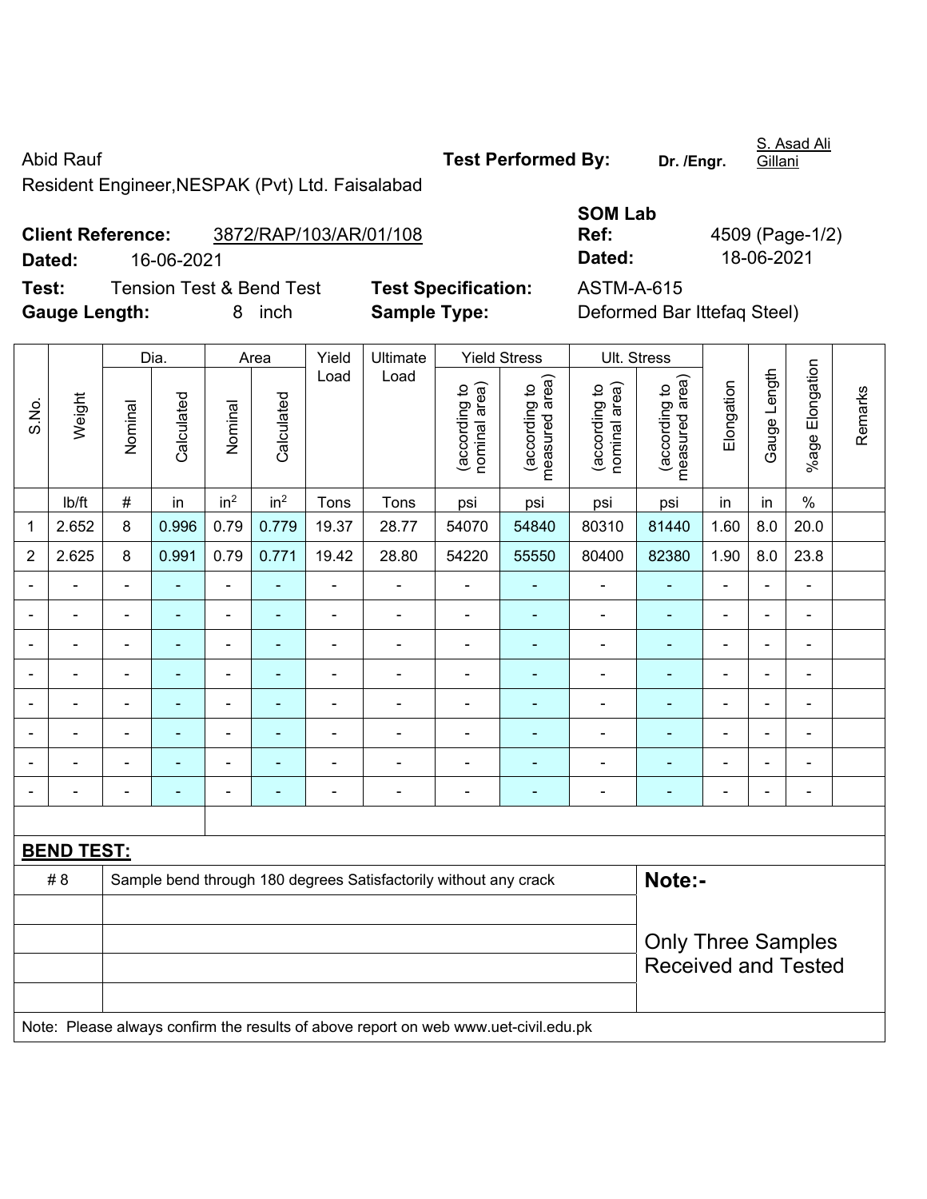Abid Rauf

Resident Engineer,NESPAK (Pvt) Ltd. Faisalabad

**Test Performed By:** **Dr. /Engr.** S. Asad Ali Gillani

**Client Reference:** 3872/RAP/103/AR/01/108

**Dated:** 16-06-2021

**SOM Lab Ref:** 4509 (Page-1/2)

**Dated:** 18-06-2021

**Test:** Tension Test & Bend Test

**Test Specification:** ASTM-A-615

**Gauge Length:** 8 inch

**Sample Type:** Deformed Bar Ittefaq Steel)

| S.No. | Weight | Dia. | | Area | | Yield Load | Ultimate Load | Yield Stress | | Ult. Stress | | Elongation | Gauge Length | %age Elongation | Remarks |
|---|---|---|---|---|---|---|---|---|---|---|---|---|---|---|---|
| | | Nominal | Calculated | Nominal | Calculated | | | (according to nominal area) | (according to measured area) | (according to nominal area) | (according to measured area) | | | | |
| | lb/ft | # | in | $in^2$ | $in^2$ | Tons | Tons | psi | psi | psi | psi | in | in | % | |
| 1 | 2.652 | 8 | 0.996 | 0.79 | 0.779 | 19.37 | 28.77 | 54070 | 54840 | 80310 | 81440 | 1.60 | 8.0 | 20.0 | |
| 2 | 2.625 | 8 | 0.991 | 0.79 | 0.771 | 19.42 | 28.80 | 54220 | 55550 | 80400 | 82380 | 1.90 | 8.0 | 23.8 | |
| - | - | - | - | - | - | - | - | - | - | - | - | - | - | - | |
| - | - | - | - | - | - | - | - | - | - | - | - | - | - | - | |
| - | - | - | - | - | - | - | - | - | - | - | - | - | - | - | |
| - | - | - | - | - | - | - | - | - | - | - | - | - | - | - | |
| - | - | - | - | - | - | - | - | - | - | - | - | - | - | - | |
| - | - | - | - | - | - | - | - | - | - | - | - | - | - | - | |
| - | - | - | - | - | - | - | - | - | - | - | - | - | - | - | |
| - | - | - | - | - | - | - | - | - | - | - | - | - | - | - | |

**BEND TEST:**

| | | |
|---|---|---|
| # 8 | Sample bend through 180 degrees Satisfactorily without any crack | **Note:-** |
| | | Only Three Samples Received and Tested |

Note: Please always confirm the results of above report on web www.uet-civil.edu.pk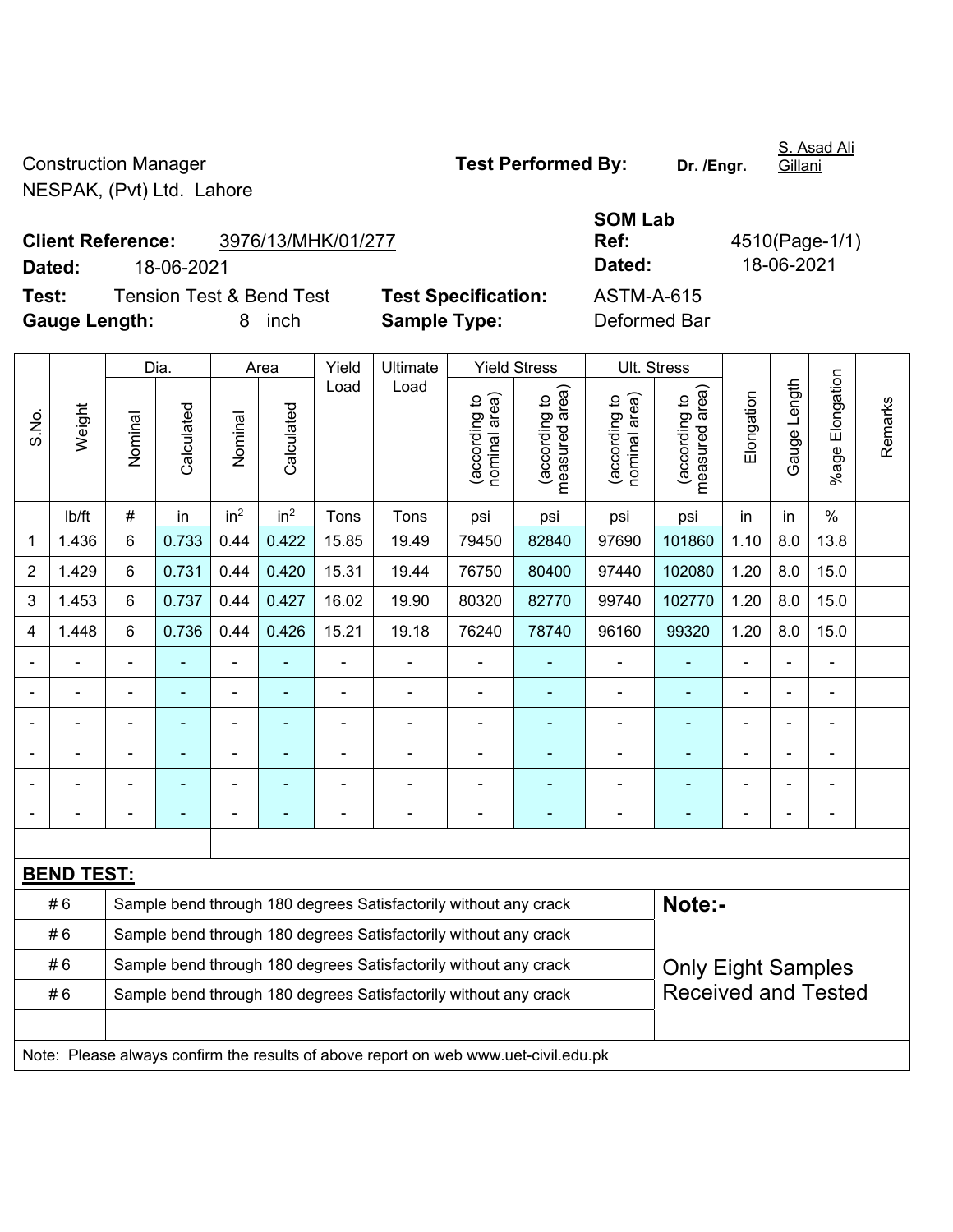Construction Manager
NESPAK, (Pvt) Ltd. Lahore

**Test Performed By:** Dr. /Engr. S. Asad Ali Gillani

**Client Reference:** 3976/13/MHK/01/277
**Dated:** 18-06-2021

**SOM Lab Ref:** 4510(Page-1/1)
**Dated:** 18-06-2021

**Test:** Tension Test & Bend Test
**Test Specification:** ASTM-A-615
**Gauge Length:** 8 inch
**Sample Type:** Deformed Bar

| S.No. | Weight | Dia. | | Area | | Yield Load | Ultimate Load | Yield Stress | | Ult. Stress | | Elongation | Gauge Length | %age Elongation | Remarks |
|---|---|---|---|---|---|---|---|---|---|---|---|---|---|---|---|
| | | Nominal | Calculated | Nominal | Calculated | | | (according to nominal area) | (according to measured area) | (according to nominal area) | (according to measured area) | | | | |
| | lb/ft | # | in | in$^2$ | in$^2$ | Tons | Tons | psi | psi | psi | psi | in | in | % | |
| 1 | 1.436 | 6 | 0.733 | 0.44 | 0.422 | 15.85 | 19.49 | 79450 | 82840 | 97690 | 101860 | 1.10 | 8.0 | 13.8 | |
| 2 | 1.429 | 6 | 0.731 | 0.44 | 0.420 | 15.31 | 19.44 | 76750 | 80400 | 97440 | 102080 | 1.20 | 8.0 | 15.0 | |
| 3 | 1.453 | 6 | 0.737 | 0.44 | 0.427 | 16.02 | 19.90 | 80320 | 82770 | 99740 | 102770 | 1.20 | 8.0 | 15.0 | |
| 4 | 1.448 | 6 | 0.736 | 0.44 | 0.426 | 15.21 | 19.18 | 76240 | 78740 | 96160 | 99320 | 1.20 | 8.0 | 15.0 | |
| - | - | - | - | - | - | - | - | - | - | - | - | - | - | - | |
| - | - | - | - | - | - | - | - | - | - | - | - | - | - | - | |
| - | - | - | - | - | - | - | - | - | - | - | - | - | - | - | |
| - | - | - | - | - | - | - | - | - | - | - | - | - | - | - | |
| - | - | - | - | - | - | - | - | - | - | - | - | - | - | - | |
| - | - | - | - | - | - | - | - | - | - | - | - | - | - | - | |

**BEND TEST:**

| | |
|---|---|
| # 6 | Sample bend through 180 degrees Satisfactorily without any crack |
| # 6 | Sample bend through 180 degrees Satisfactorily without any crack |
| # 6 | Sample bend through 180 degrees Satisfactorily without any crack |
| # 6 | Sample bend through 180 degrees Satisfactorily without any crack |

**Note:-**

Only Eight Samples Received and Tested

Note: Please always confirm the results of above report on web www.uet-civil.edu.pk